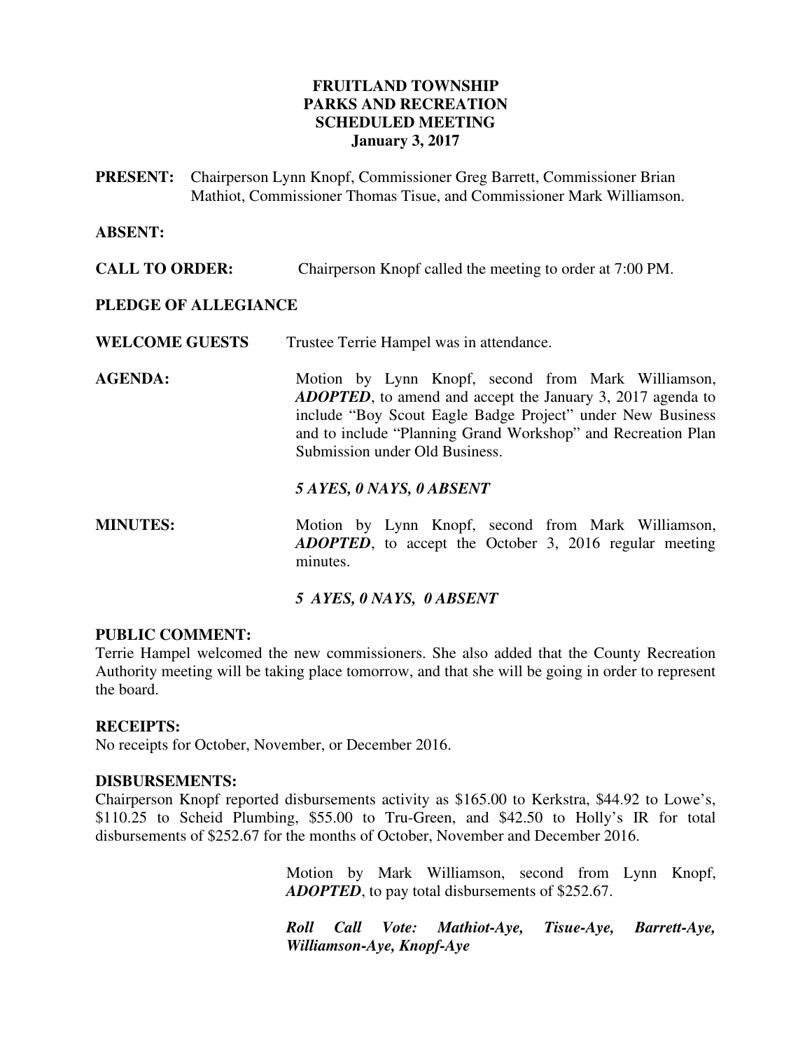**FRUITLAND TOWNSHIP**
**PARKS AND RECREATION**
**SCHEDULED MEETING**
**January 3, 2017**

**PRESENT:** Chairperson Lynn Knopf, Commissioner Greg Barrett, Commissioner Brian Mathiot, Commissioner Thomas Tisue, and Commissioner Mark Williamson.

**ABSENT:**

**CALL TO ORDER:** Chairperson Knopf called the meeting to order at 7:00 PM.

**PLEDGE OF ALLEGIANCE**

**WELCOME GUESTS** Trustee Terrie Hampel was in attendance.

**AGENDA:** Motion by Lynn Knopf, second from Mark Williamson, ***ADOPTED***, to amend and accept the January 3, 2017 agenda to include "Boy Scout Eagle Badge Project" under New Business and to include "Planning Grand Workshop" and Recreation Plan Submission under Old Business.

***5 AYES, 0 NAYS, 0 ABSENT***

**MINUTES:** Motion by Lynn Knopf, second from Mark Williamson, ***ADOPTED***, to accept the October 3, 2016 regular meeting minutes.

***5 AYES, 0 NAYS, 0 ABSENT***

**PUBLIC COMMENT:**

Terrie Hampel welcomed the new commissioners. She also added that the County Recreation Authority meeting will be taking place tomorrow, and that she will be going in order to represent the board.

**RECEIPTS:**

No receipts for October, November, or December 2016.

**DISBURSEMENTS:**

Chairperson Knopf reported disbursements activity as $165.00 to Kerkstra, $44.92 to Lowe's, $110.25 to Scheid Plumbing, $55.00 to Tru-Green, and $42.50 to Holly's IR for total disbursements of $252.67 for the months of October, November and December 2016.

Motion by Mark Williamson, second from Lynn Knopf, ***ADOPTED***, to pay total disbursements of $252.67.

***Roll Call Vote: Mathiot-Aye, Tisue-Aye, Barrett-Aye, Williamson-Aye, Knopf-Aye***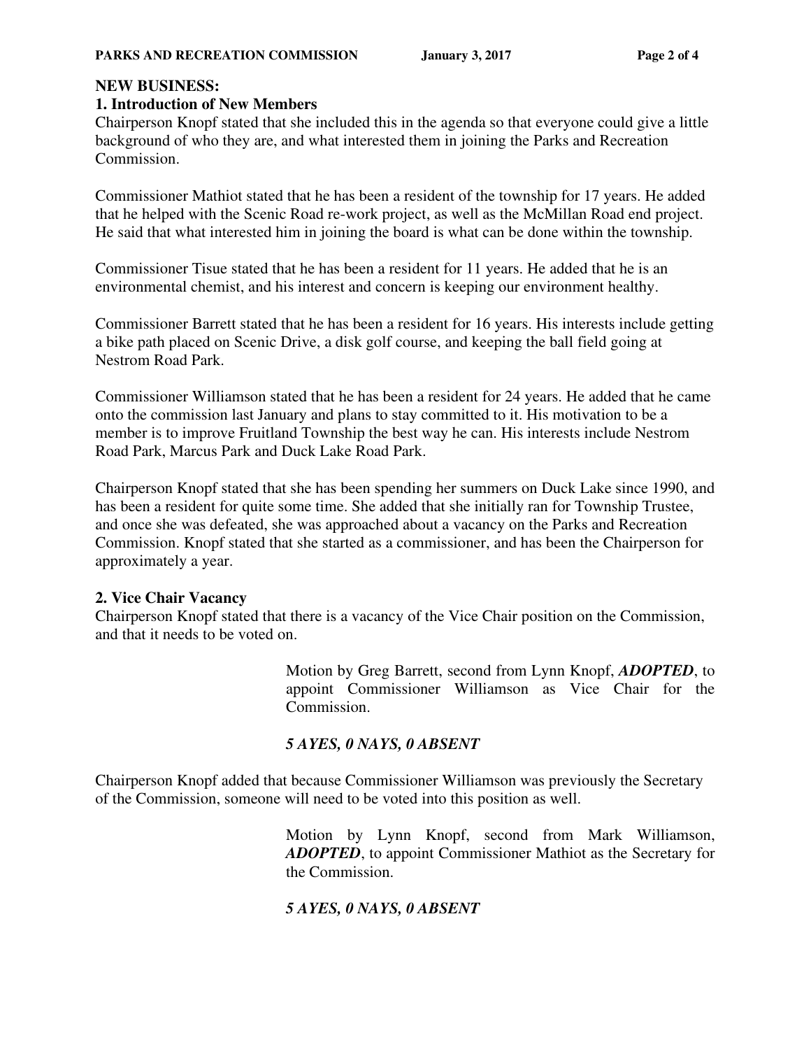## NEW BUSINESS:

### 1. Introduction of New Members

Chairperson Knopf stated that she included this in the agenda so that everyone could give a little background of who they are, and what interested them in joining the Parks and Recreation Commission.

Commissioner Mathiot stated that he has been a resident of the township for 17 years. He added that he helped with the Scenic Road re-work project, as well as the McMillan Road end project. He said that what interested him in joining the board is what can be done within the township.

Commissioner Tisue stated that he has been a resident for 11 years. He added that he is an environmental chemist, and his interest and concern is keeping our environment healthy.

Commissioner Barrett stated that he has been a resident for 16 years. His interests include getting a bike path placed on Scenic Drive, a disk golf course, and keeping the ball field going at Nestrom Road Park.

Commissioner Williamson stated that he has been a resident for 24 years. He added that he came onto the commission last January and plans to stay committed to it. His motivation to be a member is to improve Fruitland Township the best way he can. His interests include Nestrom Road Park, Marcus Park and Duck Lake Road Park.

Chairperson Knopf stated that she has been spending her summers on Duck Lake since 1990, and has been a resident for quite some time. She added that she initially ran for Township Trustee, and once she was defeated, she was approached about a vacancy on the Parks and Recreation Commission. Knopf stated that she started as a commissioner, and has been the Chairperson for approximately a year.

### 2. Vice Chair Vacancy

Chairperson Knopf stated that there is a vacancy of the Vice Chair position on the Commission, and that it needs to be voted on.

> Motion by Greg Barrett, second from Lynn Knopf, ***ADOPTED***, to appoint Commissioner Williamson as Vice Chair for the Commission.
>
> ***5 AYES, 0 NAYS, 0 ABSENT***

Chairperson Knopf added that because Commissioner Williamson was previously the Secretary of the Commission, someone will need to be voted into this position as well.

> Motion by Lynn Knopf, second from Mark Williamson, ***ADOPTED***, to appoint Commissioner Mathiot as the Secretary for the Commission.
>
> ***5 AYES, 0 NAYS, 0 ABSENT***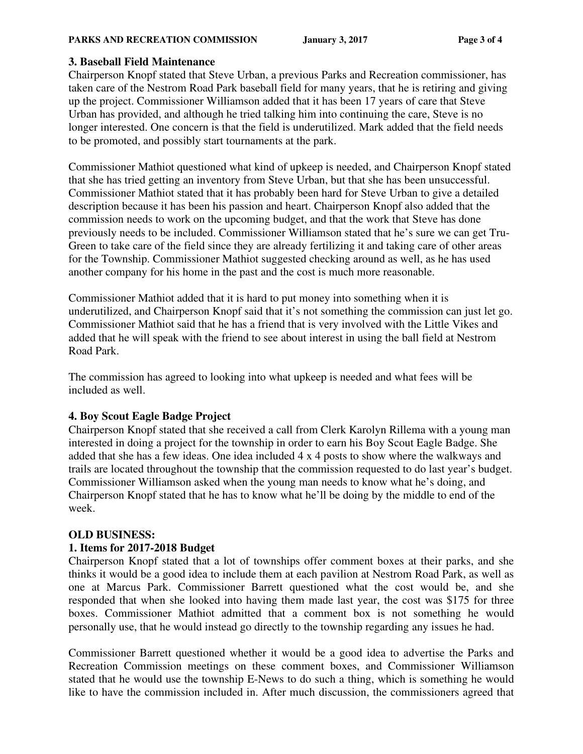### 3. Baseball Field Maintenance

Chairperson Knopf stated that Steve Urban, a previous Parks and Recreation commissioner, has taken care of the Nestrom Road Park baseball field for many years, that he is retiring and giving up the project. Commissioner Williamson added that it has been 17 years of care that Steve Urban has provided, and although he tried talking him into continuing the care, Steve is no longer interested. One concern is that the field is underutilized. Mark added that the field needs to be promoted, and possibly start tournaments at the park.

Commissioner Mathiot questioned what kind of upkeep is needed, and Chairperson Knopf stated that she has tried getting an inventory from Steve Urban, but that she has been unsuccessful. Commissioner Mathiot stated that it has probably been hard for Steve Urban to give a detailed description because it has been his passion and heart. Chairperson Knopf also added that the commission needs to work on the upcoming budget, and that the work that Steve has done previously needs to be included. Commissioner Williamson stated that he's sure we can get Tru-Green to take care of the field since they are already fertilizing it and taking care of other areas for the Township. Commissioner Mathiot suggested checking around as well, as he has used another company for his home in the past and the cost is much more reasonable.

Commissioner Mathiot added that it is hard to put money into something when it is underutilized, and Chairperson Knopf said that it's not something the commission can just let go. Commissioner Mathiot said that he has a friend that is very involved with the Little Vikes and added that he will speak with the friend to see about interest in using the ball field at Nestrom Road Park.

The commission has agreed to looking into what upkeep is needed and what fees will be included as well.

### 4. Boy Scout Eagle Badge Project

Chairperson Knopf stated that she received a call from Clerk Karolyn Rillema with a young man interested in doing a project for the township in order to earn his Boy Scout Eagle Badge. She added that she has a few ideas. One idea included 4 x 4 posts to show where the walkways and trails are located throughout the township that the commission requested to do last year's budget. Commissioner Williamson asked when the young man needs to know what he's doing, and Chairperson Knopf stated that he has to know what he'll be doing by the middle to end of the week.

## OLD BUSINESS:

### 1. Items for 2017-2018 Budget

Chairperson Knopf stated that a lot of townships offer comment boxes at their parks, and she thinks it would be a good idea to include them at each pavilion at Nestrom Road Park, as well as one at Marcus Park. Commissioner Barrett questioned what the cost would be, and she responded that when she looked into having them made last year, the cost was $175 for three boxes. Commissioner Mathiot admitted that a comment box is not something he would personally use, that he would instead go directly to the township regarding any issues he had.

Commissioner Barrett questioned whether it would be a good idea to advertise the Parks and Recreation Commission meetings on these comment boxes, and Commissioner Williamson stated that he would use the township E-News to do such a thing, which is something he would like to have the commission included in. After much discussion, the commissioners agreed that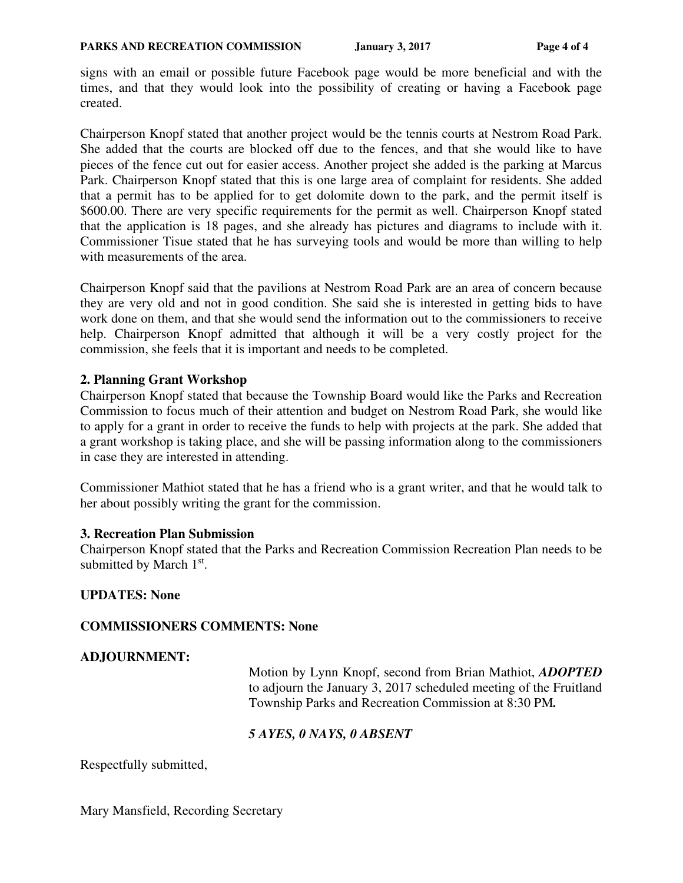signs with an email or possible future Facebook page would be more beneficial and with the times, and that they would look into the possibility of creating or having a Facebook page created.

Chairperson Knopf stated that another project would be the tennis courts at Nestrom Road Park. She added that the courts are blocked off due to the fences, and that she would like to have pieces of the fence cut out for easier access. Another project she added is the parking at Marcus Park. Chairperson Knopf stated that this is one large area of complaint for residents. She added that a permit has to be applied for to get dolomite down to the park, and the permit itself is \$600.00. There are very specific requirements for the permit as well. Chairperson Knopf stated that the application is 18 pages, and she already has pictures and diagrams to include with it. Commissioner Tisue stated that he has surveying tools and would be more than willing to help with measurements of the area.

Chairperson Knopf said that the pavilions at Nestrom Road Park are an area of concern because they are very old and not in good condition. She said she is interested in getting bids to have work done on them, and that she would send the information out to the commissioners to receive help. Chairperson Knopf admitted that although it will be a very costly project for the commission, she feels that it is important and needs to be completed.

**2. Planning Grant Workshop**

Chairperson Knopf stated that because the Township Board would like the Parks and Recreation Commission to focus much of their attention and budget on Nestrom Road Park, she would like to apply for a grant in order to receive the funds to help with projects at the park. She added that a grant workshop is taking place, and she will be passing information along to the commissioners in case they are interested in attending.

Commissioner Mathiot stated that he has a friend who is a grant writer, and that he would talk to her about possibly writing the grant for the commission.

**3. Recreation Plan Submission**

Chairperson Knopf stated that the Parks and Recreation Commission Recreation Plan needs to be submitted by March 1st.

**UPDATES: None**

**COMMISSIONERS COMMENTS: None**

**ADJOURNMENT:**

Motion by Lynn Knopf, second from Brian Mathiot, ***ADOPTED*** to adjourn the January 3, 2017 scheduled meeting of the Fruitland Township Parks and Recreation Commission at 8:30 PM**.**

***5 AYES, 0 NAYS, 0 ABSENT***

Respectfully submitted,

Mary Mansfield, Recording Secretary